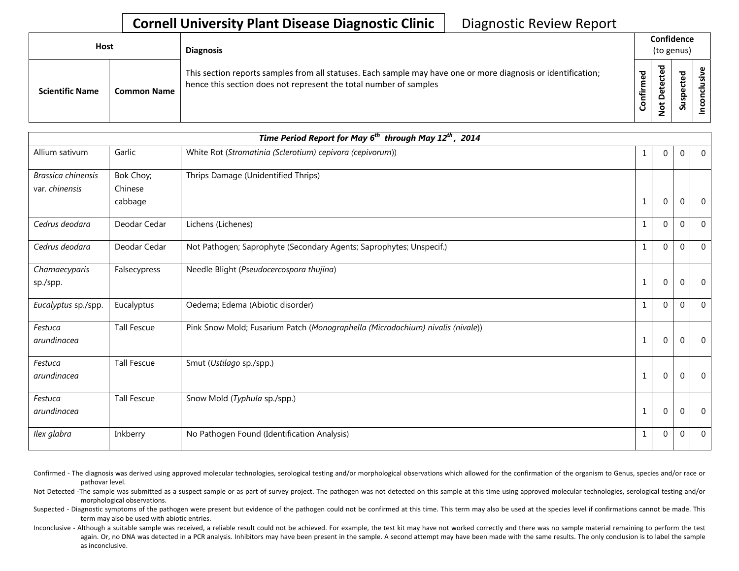# Cornell University Plant Disease Diagnostic Clinic

Diagnostic Review Report

| Host | | Diagnosis | Confidence (to genus) | | | |
|---|---|---|---|---|---|---|
| Scientific Name | Common Name | This section reports samples from all statuses. Each sample may have one or more diagnosis or identification; hence this section does not represent the total number of samples | Confirmed | Not Detected | Suspected | Inconclusive |

| *Time Period Report for May 6th through May 12th, 2014* | | | | | | |
|---|---|---|---|---|---|---|
| Allium sativum | Garlic | White Rot (*Stromatinia (Sclerotium) cepivora (cepivorum)*) | 1 | 0 | 0 | 0 |
| *Brassica chinensis* var. *chinensis* | Bok Choy; Chinese cabbage | Thrips Damage (Unidentified Thrips) | 1 | 0 | 0 | 0 |
| *Cedrus deodara* | Deodar Cedar | Lichens (Lichenes) | 1 | 0 | 0 | 0 |
| *Cedrus deodara* | Deodar Cedar | Not Pathogen; Saprophyte (Secondary Agents; Saprophytes; Unspecif.) | 1 | 0 | 0 | 0 |
| *Chamaecyparis* sp./spp. | Falsecypress | Needle Blight (*Pseudocercospora thujina*) | 1 | 0 | 0 | 0 |
| *Eucalyptus* sp./spp. | Eucalyptus | Oedema; Edema (Abiotic disorder) | 1 | 0 | 0 | 0 |
| *Festuca arundinacea* | Tall Fescue | Pink Snow Mold; Fusarium Patch (*Monographella (Microdochium) nivalis (nivale)*) | 1 | 0 | 0 | 0 |
| *Festuca arundinacea* | Tall Fescue | Smut (*Ustilago* sp./spp.) | 1 | 0 | 0 | 0 |
| *Festuca arundinacea* | Tall Fescue | Snow Mold (*Typhula* sp./spp.) | 1 | 0 | 0 | 0 |
| *Ilex glabra* | Inkberry | No Pathogen Found (Identification Analysis) | 1 | 0 | 0 | 0 |

Confirmed - The diagnosis was derived using approved molecular technologies, serological testing and/or morphological observations which allowed for the confirmation of the organism to Genus, species and/or race or pathovar level.

Not Detected -The sample was submitted as a suspect sample or as part of survey project. The pathogen was not detected on this sample at this time using approved molecular technologies, serological testing and/or morphological observations.

Suspected - Diagnostic symptoms of the pathogen were present but evidence of the pathogen could not be confirmed at this time. This term may also be used at the species level if confirmations cannot be made. This term may also be used with abiotic entries.

Inconclusive - Although a suitable sample was received, a reliable result could not be achieved. For example, the test kit may have not worked correctly and there was no sample material remaining to perform the test again. Or, no DNA was detected in a PCR analysis. Inhibitors may have been present in the sample. A second attempt may have been made with the same results. The only conclusion is to label the sample as inconclusive.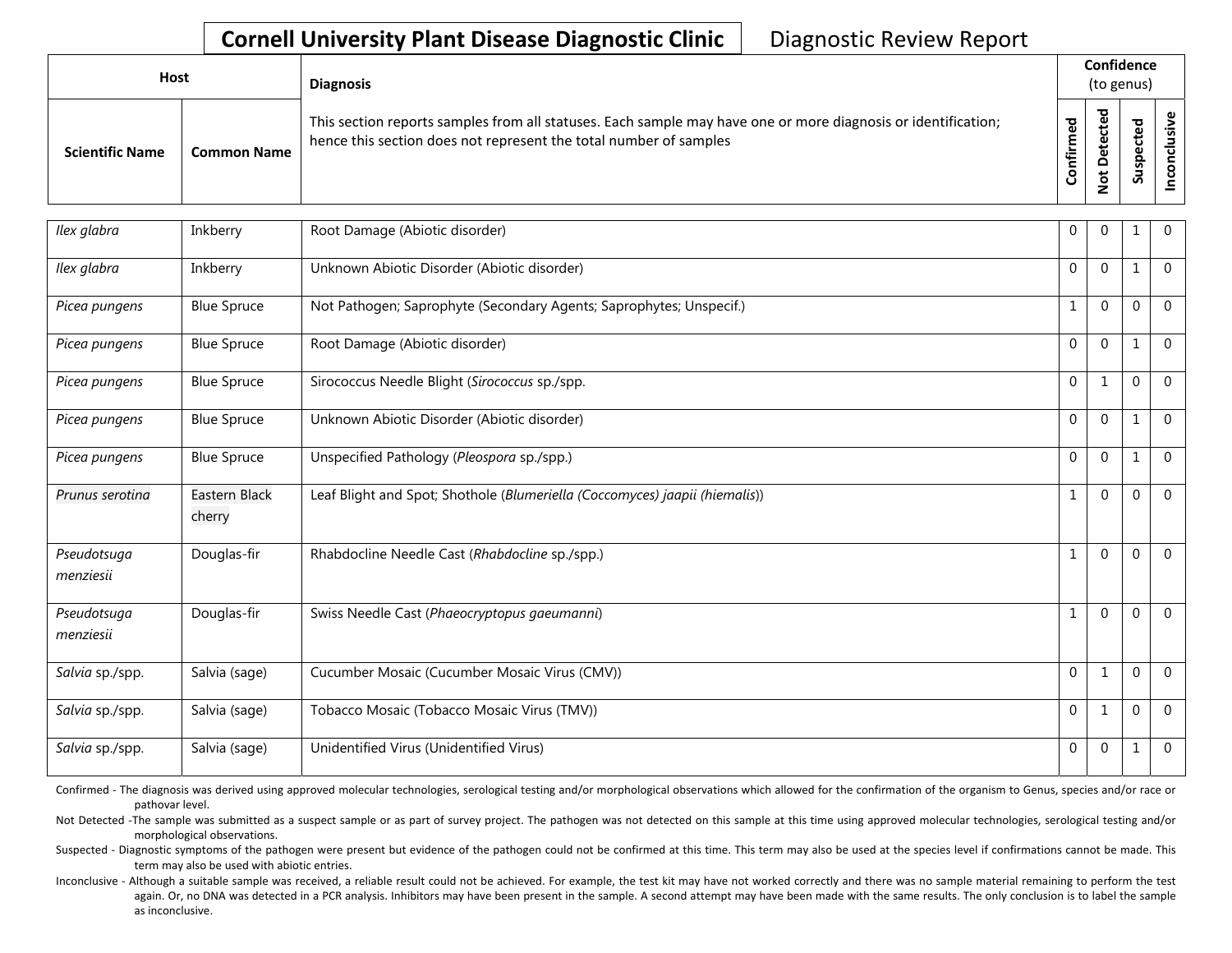**Cornell University Plant Disease Diagnostic Clinic** Diagnostic Review Report

| Host | | Diagnosis | Confidence (to genus) | | | |
|---|---|---|---|---|---|---|
| Scientific Name | Common Name | This section reports samples from all statuses. Each sample may have one or more diagnosis or identification; hence this section does not represent the total number of samples | Confirmed | Not Detected | Suspected | Inconclusive |
| *Ilex glabra* | Inkberry | Root Damage (Abiotic disorder) | 0 | 0 | 1 | 0 |
| *Ilex glabra* | Inkberry | Unknown Abiotic Disorder (Abiotic disorder) | 0 | 0 | 1 | 0 |
| *Picea pungens* | Blue Spruce | Not Pathogen; Saprophyte (Secondary Agents; Saprophytes; Unspecif.) | 1 | 0 | 0 | 0 |
| *Picea pungens* | Blue Spruce | Root Damage (Abiotic disorder) | 0 | 0 | 1 | 0 |
| *Picea pungens* | Blue Spruce | Sirococcus Needle Blight (*Sirococcus* sp./spp. | 0 | 1 | 0 | 0 |
| *Picea pungens* | Blue Spruce | Unknown Abiotic Disorder (Abiotic disorder) | 0 | 0 | 1 | 0 |
| *Picea pungens* | Blue Spruce | Unspecified Pathology (*Pleospora* sp./spp.) | 0 | 0 | 1 | 0 |
| *Prunus serotina* | Eastern Black cherry | Leaf Blight and Spot; Shothole (*Blumeriella (Coccomyces) jaapii (hiemalis)*) | 1 | 0 | 0 | 0 |
| *Pseudotsuga menziesii* | Douglas-fir | Rhabdocline Needle Cast (*Rhabdocline* sp./spp.) | 1 | 0 | 0 | 0 |
| *Pseudotsuga menziesii* | Douglas-fir | Swiss Needle Cast (*Phaeocryptopus gaeumanni*) | 1 | 0 | 0 | 0 |
| *Salvia* sp./spp. | Salvia (sage) | Cucumber Mosaic (Cucumber Mosaic Virus (CMV)) | 0 | 1 | 0 | 0 |
| *Salvia* sp./spp. | Salvia (sage) | Tobacco Mosaic (Tobacco Mosaic Virus (TMV)) | 0 | 1 | 0 | 0 |
| *Salvia* sp./spp. | Salvia (sage) | Unidentified Virus (Unidentified Virus) | 0 | 0 | 1 | 0 |

Confirmed - The diagnosis was derived using approved molecular technologies, serological testing and/or morphological observations which allowed for the confirmation of the organism to Genus, species and/or race or pathovar level.

Not Detected -The sample was submitted as a suspect sample or as part of survey project. The pathogen was not detected on this sample at this time using approved molecular technologies, serological testing and/or morphological observations.

Suspected - Diagnostic symptoms of the pathogen were present but evidence of the pathogen could not be confirmed at this time. This term may also be used at the species level if confirmations cannot be made. This term may also be used with abiotic entries.

Inconclusive - Although a suitable sample was received, a reliable result could not be achieved. For example, the test kit may have not worked correctly and there was no sample material remaining to perform the test again. Or, no DNA was detected in a PCR analysis. Inhibitors may have been present in the sample. A second attempt may have been made with the same results. The only conclusion is to label the sample as inconclusive.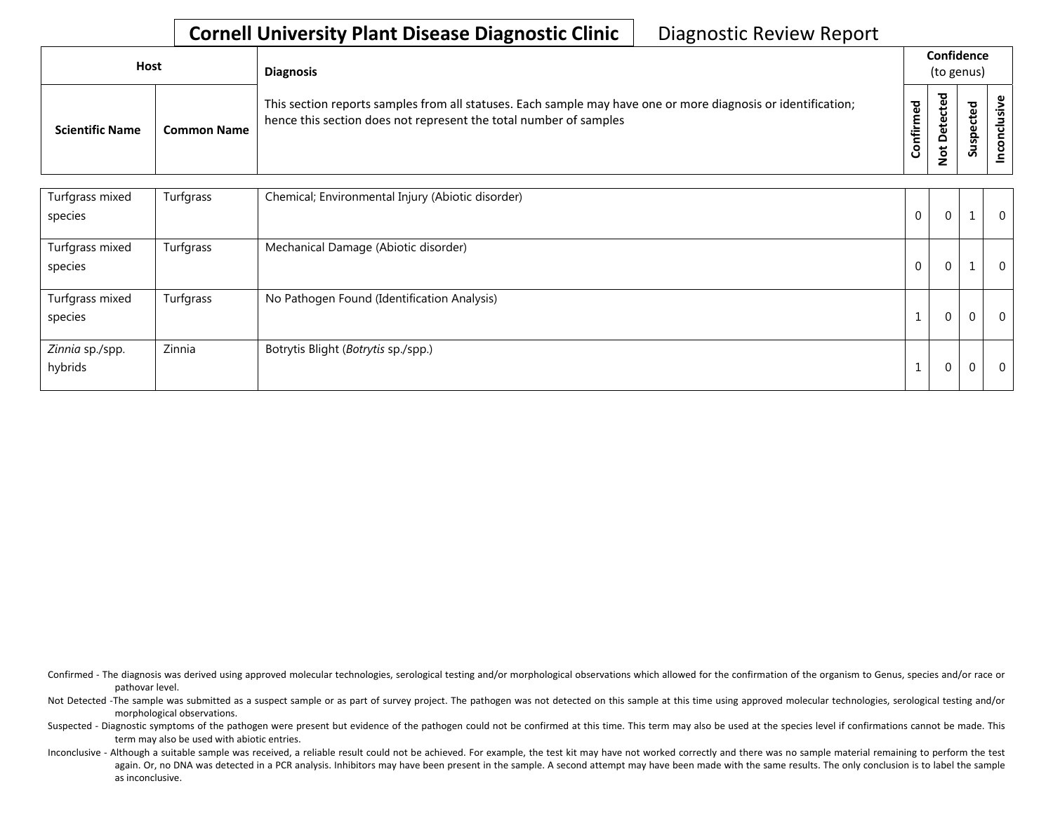**Cornell University Plant Disease Diagnostic Clinic** Diagnostic Review Report

| Host | | Diagnosis | Confidence (to genus) | | | |
|---|---|---|---|---|---|---|
| Scientific Name | Common Name | This section reports samples from all statuses. Each sample may have one or more diagnosis or identification; hence this section does not represent the total number of samples | Confirmed | Not Detected | Suspected | Inconclusive |
| Turfgrass mixed species | Turfgrass | Chemical; Environmental Injury (Abiotic disorder) | 0 | 0 | 1 | 0 |
| Turfgrass mixed species | Turfgrass | Mechanical Damage (Abiotic disorder) | 0 | 0 | 1 | 0 |
| Turfgrass mixed species | Turfgrass | No Pathogen Found (Identification Analysis) | 1 | 0 | 0 | 0 |
| *Zinnia* sp./spp. hybrids | Zinnia | Botrytis Blight (*Botrytis* sp./spp.) | 1 | 0 | 0 | 0 |

Confirmed - The diagnosis was derived using approved molecular technologies, serological testing and/or morphological observations which allowed for the confirmation of the organism to Genus, species and/or race or pathovar level.

Not Detected -The sample was submitted as a suspect sample or as part of survey project. The pathogen was not detected on this sample at this time using approved molecular technologies, serological testing and/or morphological observations.

Suspected - Diagnostic symptoms of the pathogen were present but evidence of the pathogen could not be confirmed at this time. This term may also be used at the species level if confirmations cannot be made. This term may also be used with abiotic entries.

Inconclusive - Although a suitable sample was received, a reliable result could not be achieved. For example, the test kit may have not worked correctly and there was no sample material remaining to perform the test again. Or, no DNA was detected in a PCR analysis. Inhibitors may have been present in the sample. A second attempt may have been made with the same results. The only conclusion is to label the sample as inconclusive.